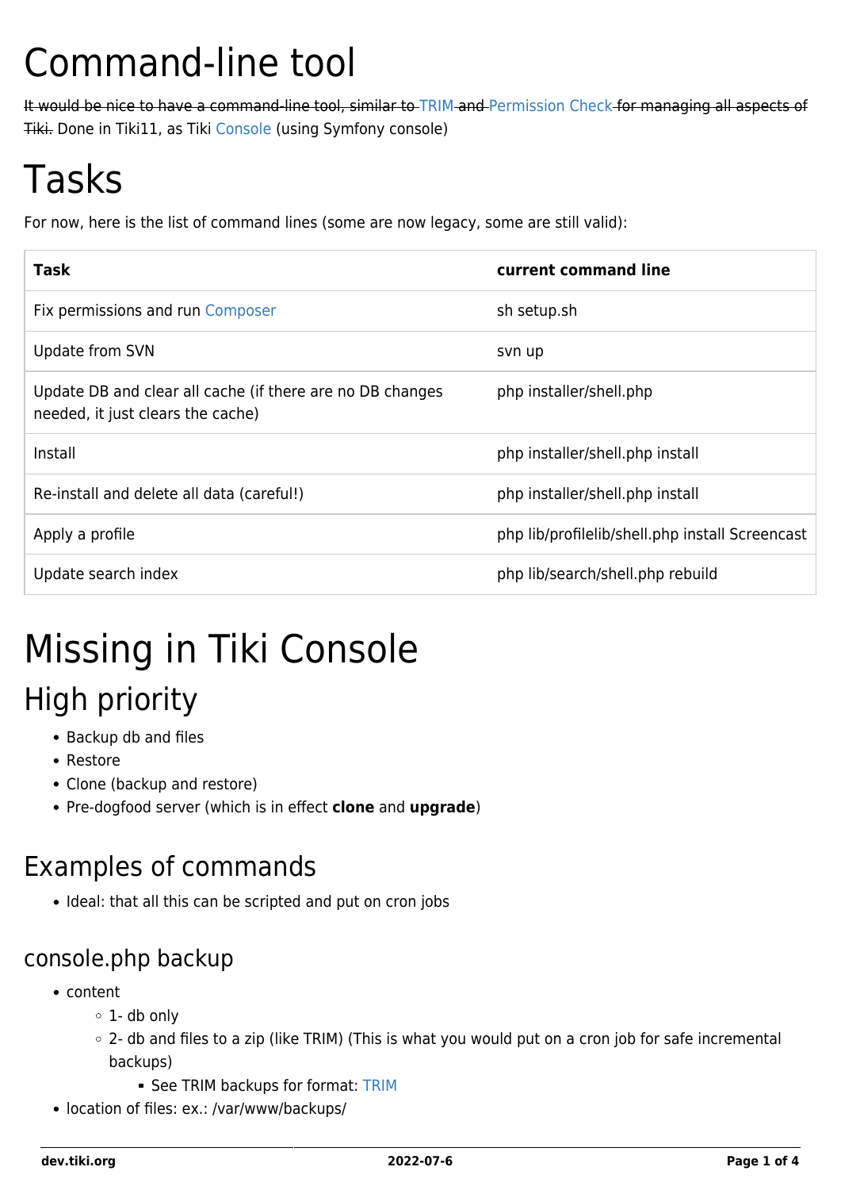# Command-line tool

~~It would be nice to have a command-line tool, similar to TRIM and Permission Check for managing all aspects of Tiki.~~ Done in Tiki11, as Tiki Console (using Symfony console)

# Tasks

For now, here is the list of command lines (some are now legacy, some are still valid):

| **Task** | **current command line** |
|---|---|
| Fix permissions and run Composer | sh setup.sh |
| Update from SVN | svn up |
| Update DB and clear all cache (if there are no DB changes needed, it just clears the cache) | php installer/shell.php |
| Install | php installer/shell.php install |
| Re-install and delete all data (careful!) | php installer/shell.php install |
| Apply a profile | php lib/profilelib/shell.php install Screencast |
| Update search index | php lib/search/shell.php rebuild |

# Missing in Tiki Console

## High priority

- Backup db and files
- Restore
- Clone (backup and restore)
- Pre-dogfood server (which is in effect **clone** and **upgrade**)

### Examples of commands

- Ideal: that all this can be scripted and put on cron jobs

#### console.php backup

- content
  - 1- db only
  - 2- db and files to a zip (like TRIM) (This is what you would put on a cron job for safe incremental backups)
    - See TRIM backups for format: TRIM
- location of files: ex.: /var/www/backups/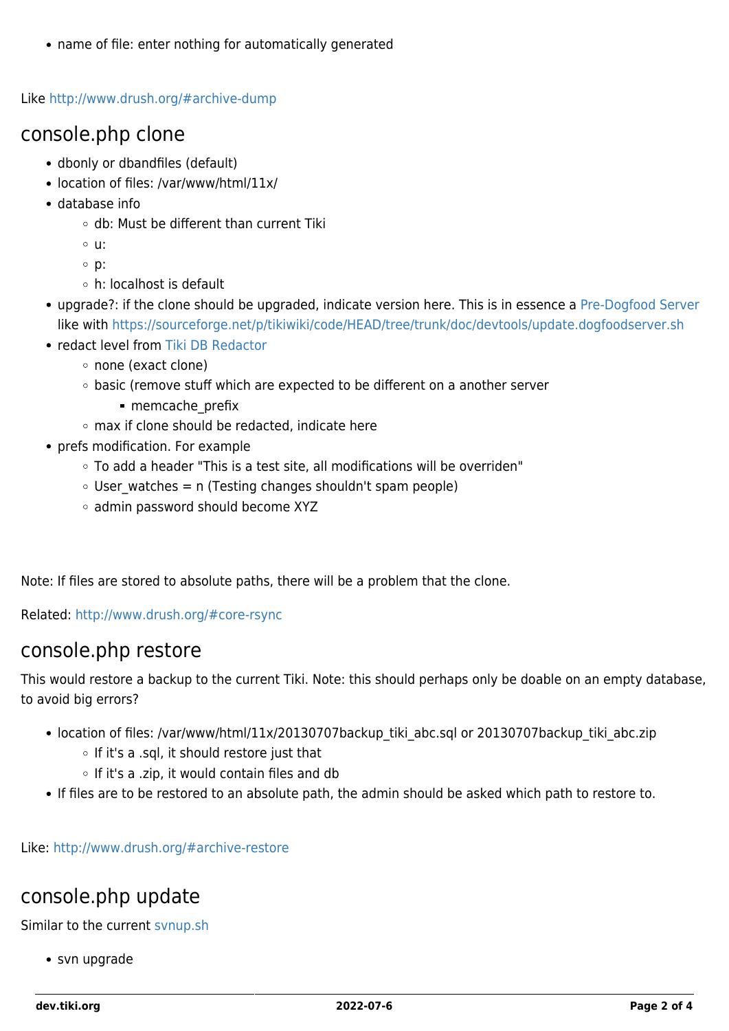- name of file: enter nothing for automatically generated

Like http://www.drush.org/#archive-dump

## console.php clone

- dbonly or dbandfiles (default)
- location of files: /var/www/html/11x/
- database info
  - db: Must be different than current Tiki
  - u:
  - p:
  - h: localhost is default
- upgrade?: if the clone should be upgraded, indicate version here. This is in essence a Pre-Dogfood Server like with https://sourceforge.net/p/tikiwiki/code/HEAD/tree/trunk/doc/devtools/update.dogfoodserver.sh
- redact level from Tiki DB Redactor
  - none (exact clone)
  - basic (remove stuff which are expected to be different on a another server
    - memcache_prefix
  - max if clone should be redacted, indicate here
- prefs modification. For example
  - To add a header "This is a test site, all modifications will be overriden"
  - User_watches = n (Testing changes shouldn't spam people)
  - admin password should become XYZ

Note: If files are stored to absolute paths, there will be a problem that the clone.

Related: http://www.drush.org/#core-rsync

## console.php restore

This would restore a backup to the current Tiki. Note: this should perhaps only be doable on an empty database, to avoid big errors?

- location of files: /var/www/html/11x/20130707backup_tiki_abc.sql or 20130707backup_tiki_abc.zip
  - If it's a .sql, it should restore just that
  - If it's a .zip, it would contain files and db
- If files are to be restored to an absolute path, the admin should be asked which path to restore to.

Like: http://www.drush.org/#archive-restore

## console.php update

Similar to the current svnup.sh

- svn upgrade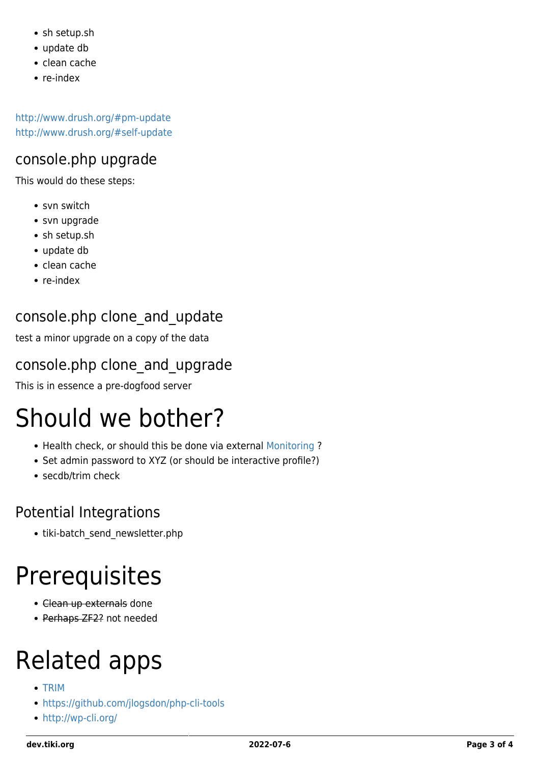- sh setup.sh
- update db
- clean cache
- re-index

http://www.drush.org/#pm-update
http://www.drush.org/#self-update

### console.php upgrade

This would do these steps:

- svn switch
- svn upgrade
- sh setup.sh
- update db
- clean cache
- re-index

### console.php clone_and_update

test a minor upgrade on a copy of the data

### console.php clone_and_upgrade

This is in essence a pre-dogfood server

# Should we bother?

- Health check, or should this be done via external Monitoring ?
- Set admin password to XYZ (or should be interactive profile?)
- secdb/trim check

### Potential Integrations

- tiki-batch_send_newsletter.php

# Prerequisites

- ~~Clean up externals~~ done
- ~~Perhaps ZF2?~~ not needed

# Related apps

- TRIM
- https://github.com/jlogsdon/php-cli-tools
- http://wp-cli.org/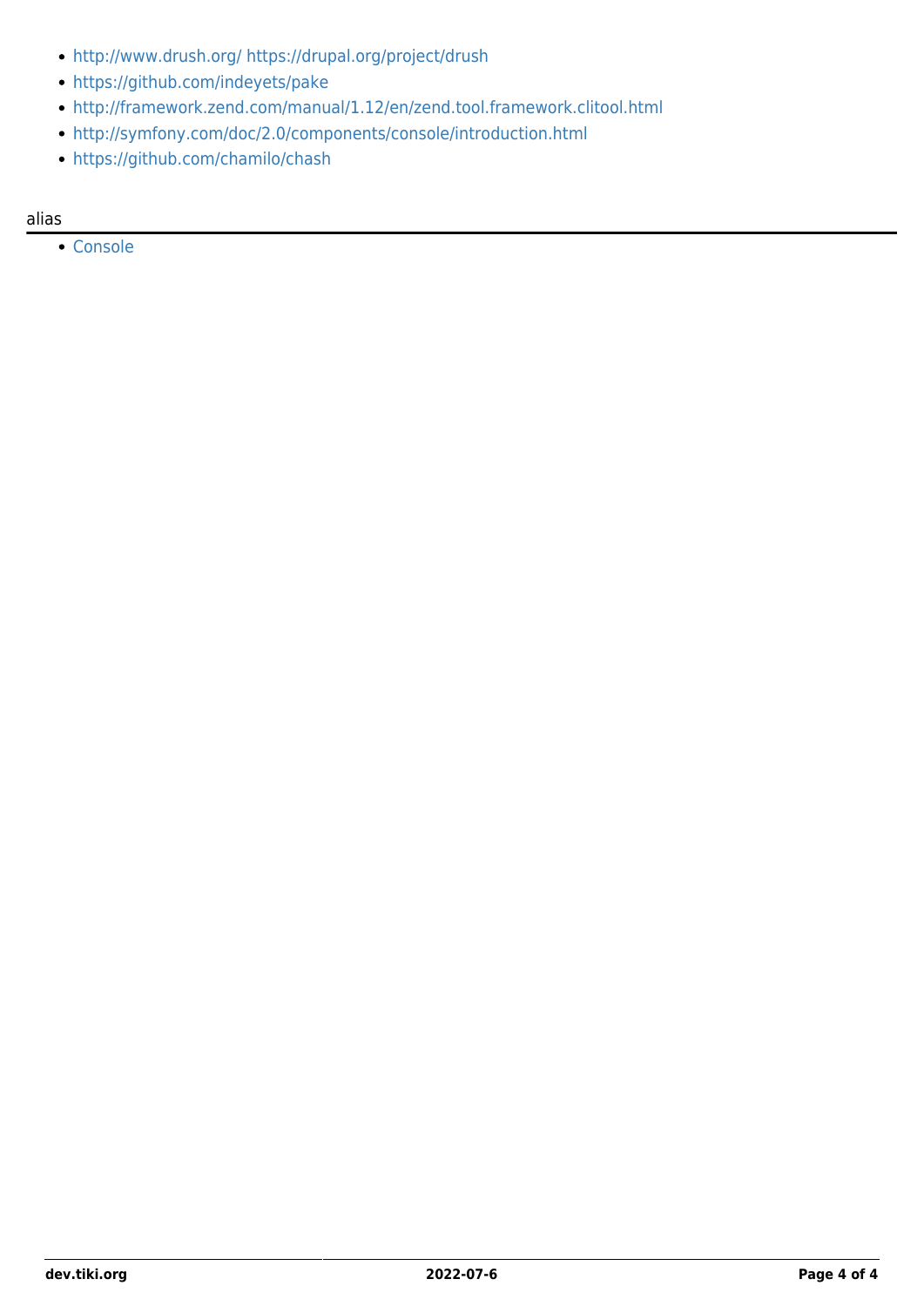- http://www.drush.org/ https://drupal.org/project/drush
- https://github.com/indeyets/pake
- http://framework.zend.com/manual/1.12/en/zend.tool.framework.clitool.html
- http://symfony.com/doc/2.0/components/console/introduction.html
- https://github.com/chamilo/chash

## alias

- Console